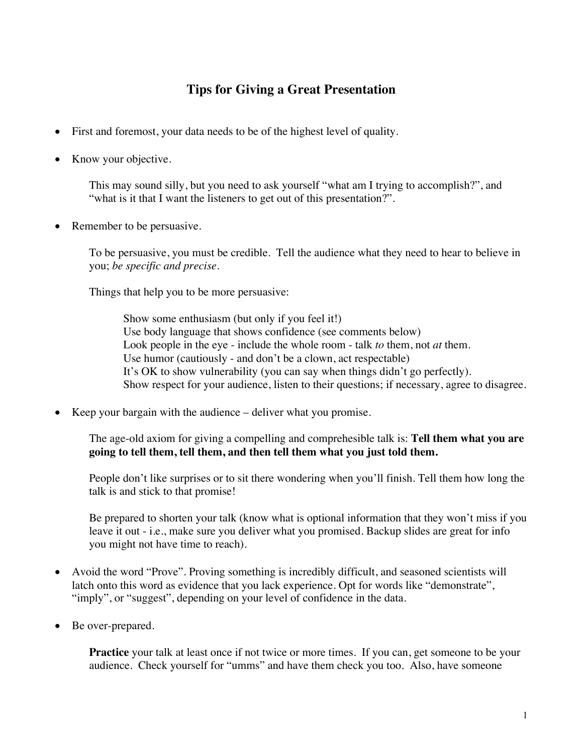# Tips for Giving a Great Presentation

- First and foremost, your data needs to be of the highest level of quality.

- Know your objective.

  This may sound silly, but you need to ask yourself "what am I trying to accomplish?", and "what is it that I want the listeners to get out of this presentation?".

- Remember to be persuasive.

  To be persuasive, you must be credible. Tell the audience what they need to hear to believe in you; *be specific and precise.*

  Things that help you to be more persuasive:

  > Show some enthusiasm (but only if you feel it!)
  > Use body language that shows confidence (see comments below)
  > Look people in the eye - include the whole room - talk *to* them, not *at* them.
  > Use humor (cautiously - and don't be a clown, act respectable)
  > It's OK to show vulnerability (you can say when things didn't go perfectly).
  > Show respect for your audience, listen to their questions; if necessary, agree to disagree.

- Keep your bargain with the audience – deliver what you promise.

  The age-old axiom for giving a compelling and comprehesible talk is: **Tell them what you are going to tell them, tell them, and then tell them what you just told them.**

  People don't like surprises or to sit there wondering when you'll finish. Tell them how long the talk is and stick to that promise!

  Be prepared to shorten your talk (know what is optional information that they won't miss if you leave it out - i.e., make sure you deliver what you promised. Backup slides are great for info you might not have time to reach).

- Avoid the word "Prove". Proving something is incredibly difficult, and seasoned scientists will latch onto this word as evidence that you lack experience. Opt for words like "demonstrate", "imply", or "suggest", depending on your level of confidence in the data.

- Be over-prepared.

  **Practice** your talk at least once if not twice or more times. If you can, get someone to be your audience. Check yourself for "umms" and have them check you too. Also, have someone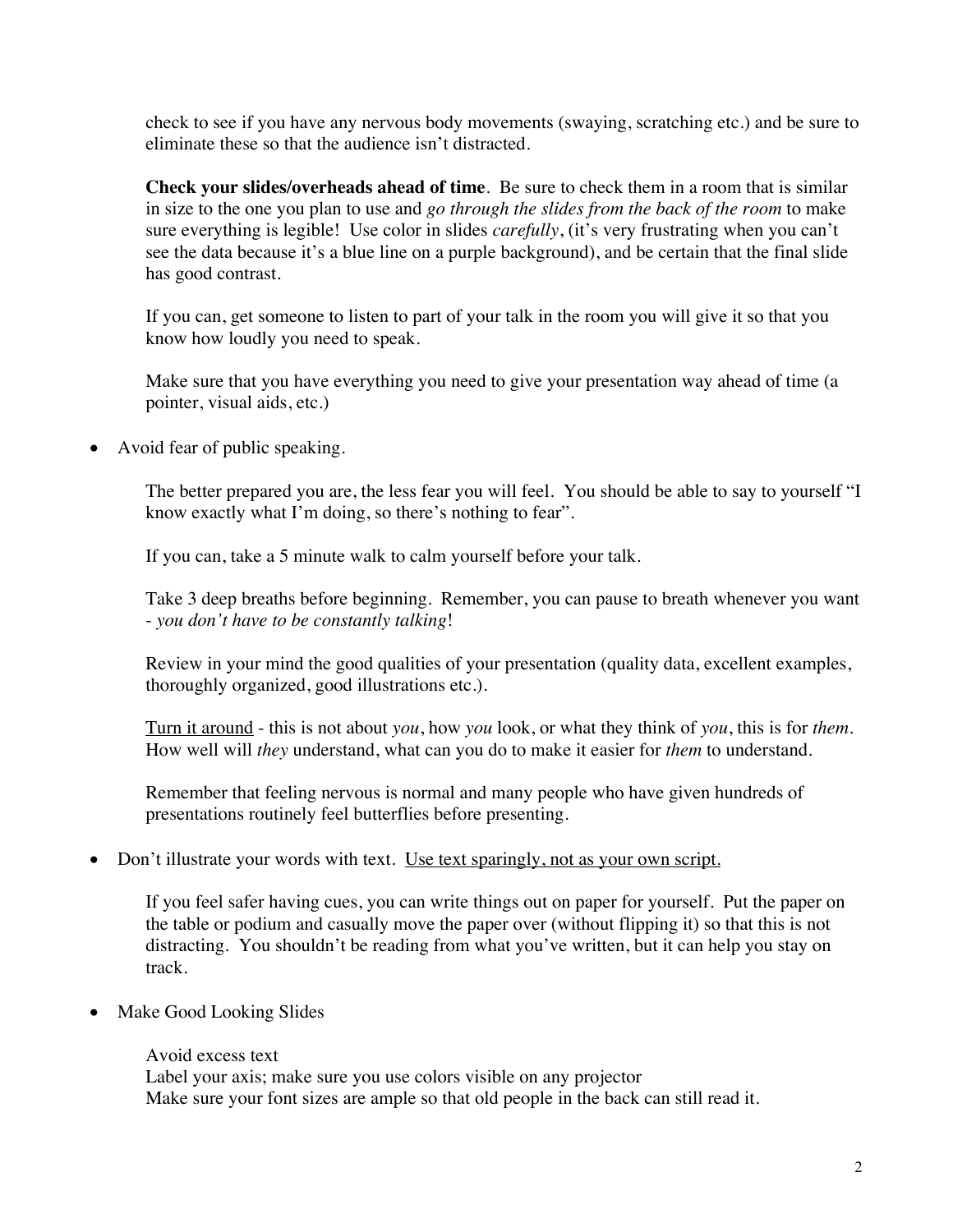check to see if you have any nervous body movements (swaying, scratching etc.) and be sure to eliminate these so that the audience isn't distracted.

**Check your slides/overheads ahead of time**. Be sure to check them in a room that is similar in size to the one you plan to use and *go through the slides from the back of the room* to make sure everything is legible! Use color in slides *carefully*, (it's very frustrating when you can't see the data because it's a blue line on a purple background), and be certain that the final slide has good contrast.

If you can, get someone to listen to part of your talk in the room you will give it so that you know how loudly you need to speak.

Make sure that you have everything you need to give your presentation way ahead of time (a pointer, visual aids, etc.)

- Avoid fear of public speaking.

  The better prepared you are, the less fear you will feel. You should be able to say to yourself "I know exactly what I'm doing, so there's nothing to fear".

  If you can, take a 5 minute walk to calm yourself before your talk.

  Take 3 deep breaths before beginning. Remember, you can pause to breath whenever you want - *you don't have to be constantly talking*!

  Review in your mind the good qualities of your presentation (quality data, excellent examples, thoroughly organized, good illustrations etc.).

  <u>Turn it around</u> - this is not about *you*, how *you* look, or what they think of *you*, this is for *them*. How well will *they* understand, what can you do to make it easier for *them* to understand.

  Remember that feeling nervous is normal and many people who have given hundreds of presentations routinely feel butterflies before presenting.

- Don't illustrate your words with text. <u>Use text sparingly, not as your own script.</u>

  If you feel safer having cues, you can write things out on paper for yourself. Put the paper on the table or podium and casually move the paper over (without flipping it) so that this is not distracting. You shouldn't be reading from what you've written, but it can help you stay on track.

- Make Good Looking Slides

  Avoid excess text
  Label your axis; make sure you use colors visible on any projector
  Make sure your font sizes are ample so that old people in the back can still read it.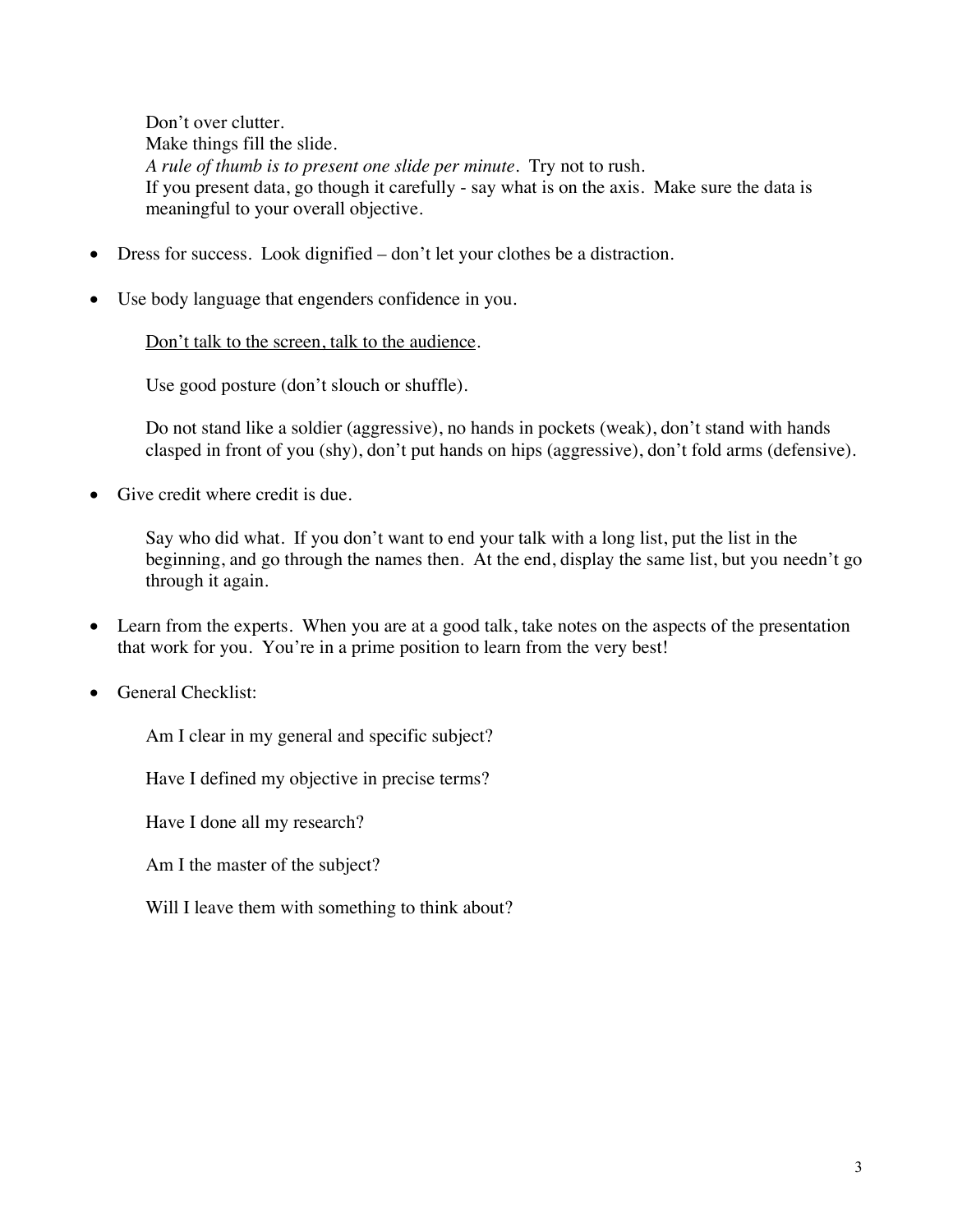Don't over clutter.
Make things fill the slide.
*A rule of thumb is to present one slide per minute*. Try not to rush.
If you present data, go though it carefully - say what is on the axis. Make sure the data is meaningful to your overall objective.

- Dress for success. Look dignified – don't let your clothes be a distraction.

- Use body language that engenders confidence in you.

  <u>Don't talk to the screen, talk to the audience</u>.

  Use good posture (don't slouch or shuffle).

  Do not stand like a soldier (aggressive), no hands in pockets (weak), don't stand with hands clasped in front of you (shy), don't put hands on hips (aggressive), don't fold arms (defensive).

- Give credit where credit is due.

  Say who did what. If you don't want to end your talk with a long list, put the list in the beginning, and go through the names then. At the end, display the same list, but you needn't go through it again.

- Learn from the experts. When you are at a good talk, take notes on the aspects of the presentation that work for you. You're in a prime position to learn from the very best!

- General Checklist:

  Am I clear in my general and specific subject?

  Have I defined my objective in precise terms?

  Have I done all my research?

  Am I the master of the subject?

  Will I leave them with something to think about?